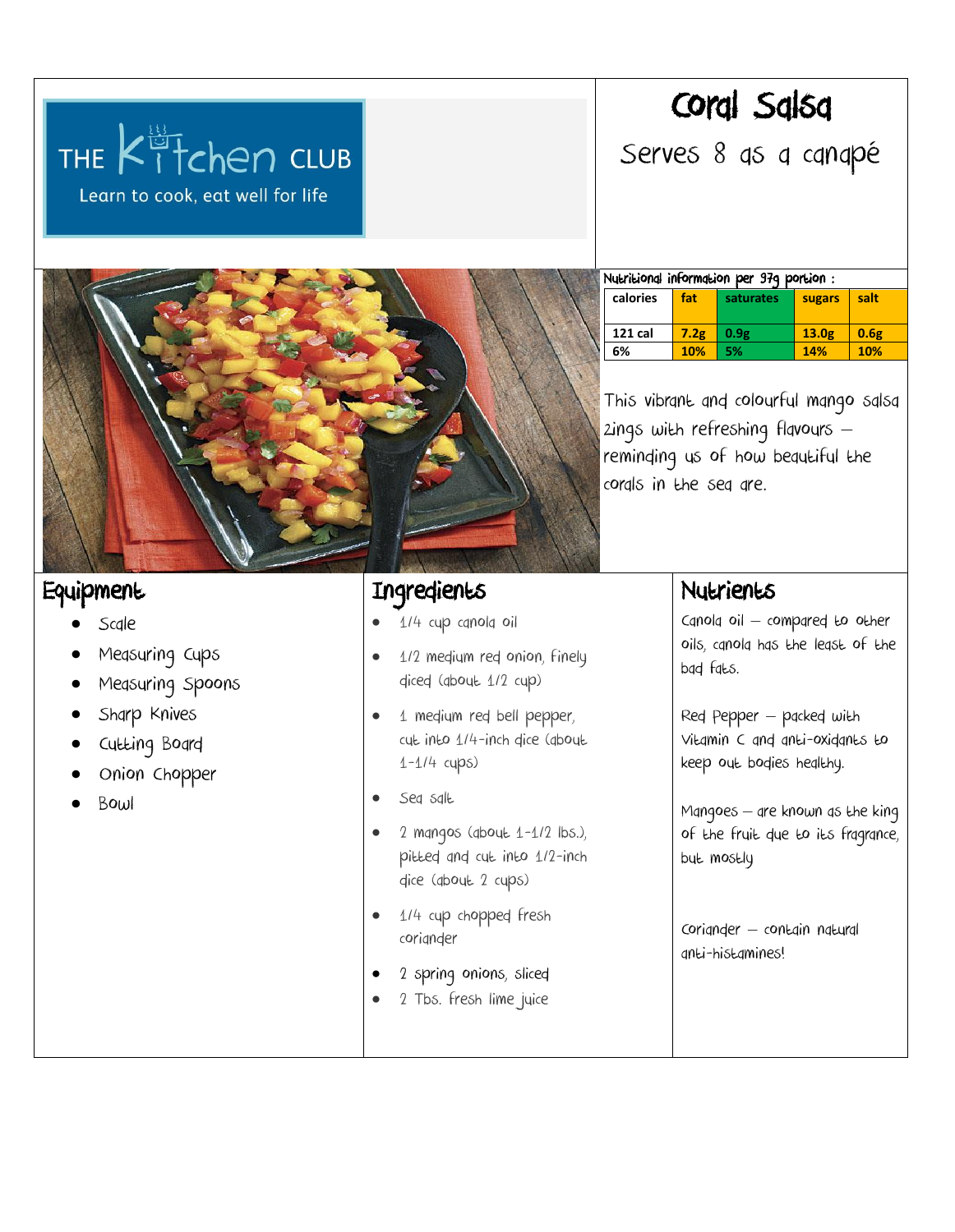THE Kitchen CLUB

Learn to cook, eat well for life

# Coral Salsa

Serves 8 as a canapé

Nutritional information per 97g portion :

| calories | fat | saturates | sugars | salt |
|---|---|---|---|---|
| 121 cal | 7.2g | 0.9g | 13.0g | 0.6g |
| 6% | 10% | 5% | 14% | 10% |

This vibrant and colourful mango salsa zings with refreshing flavours – reminding us of how beautiful the corals in the sea are.

## Equipment

- Scale
- Measuring Cups
- Measuring Spoons
- Sharp Knives
- Cutting Board
- Onion Chopper
- Bowl

## Ingredients

- 1/4 cup canola oil
- 1/2 medium red onion, finely diced (about 1/2 cup)
- 1 medium red bell pepper, cut into 1/4-inch dice (about 1-1/4 cups)
- Sea salt
- 2 mangos (about 1-1/2 lbs.), pitted and cut into 1/2-inch dice (about 2 cups)
- 1/4 cup chopped fresh coriander
- 2 spring onions, sliced
- 2 Tbs. fresh lime juice

## Nutrients

Canola oil – compared to other oils, canola has the least of the bad fats.

Red Pepper – packed with Vitamin C and anti-oxidants to keep out bodies healthy.

Mangoes – are known as the king of the fruit due to its fragrance, but mostly

Coriander – contain natural anti-histamines!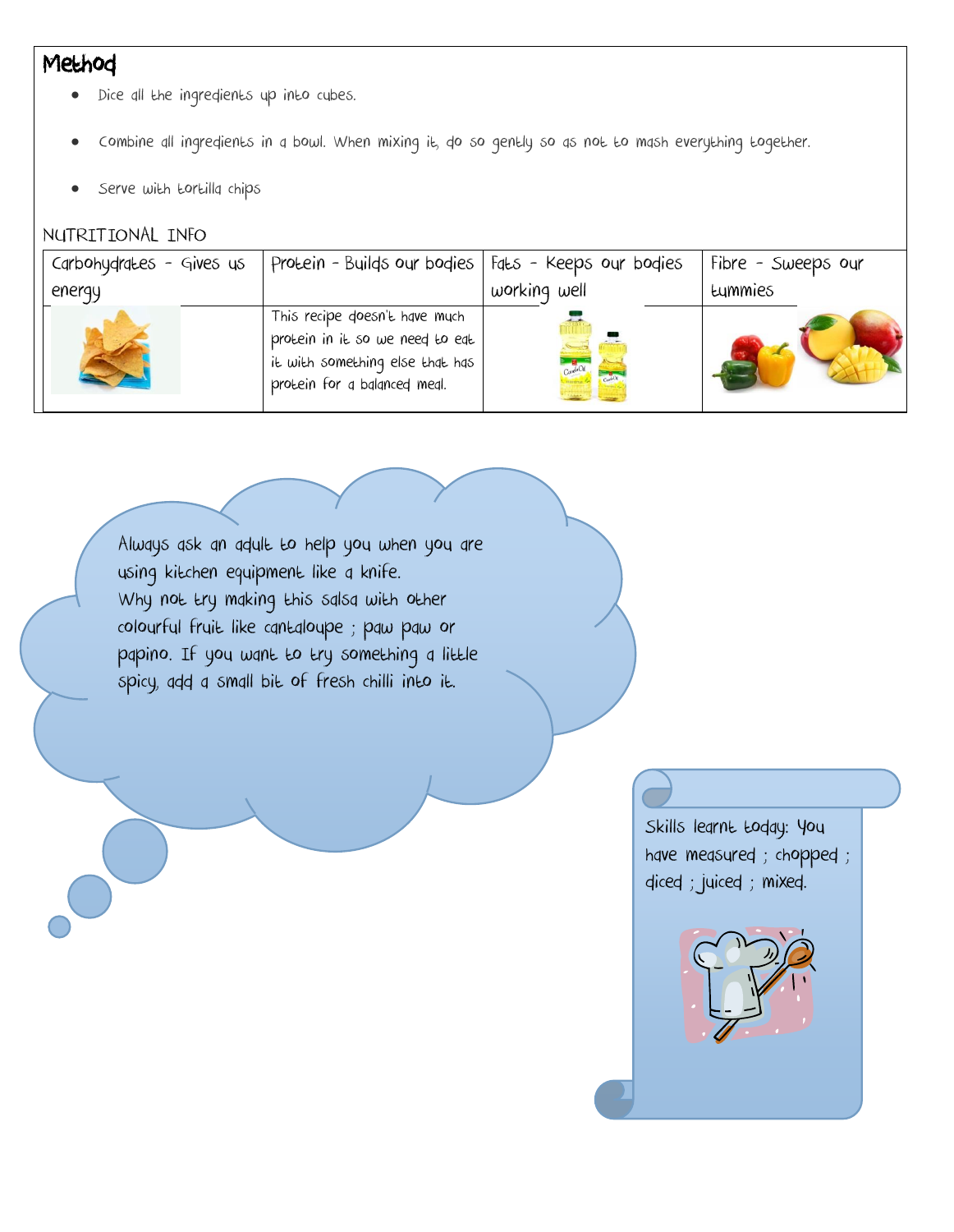## Method

- Dice all the ingredients up into cubes.
- Combine all ingredients in a bowl. When mixing it, do so gently so as not to mash everything together.
- Serve with tortilla chips

NUTRITIONAL INFO

| Carbohydrates – Gives us energy | Protein – Builds our bodies | Fats – Keeps our bodies working well | Fibre – Sweeps our tummies |
|---|---|---|---|
| | This recipe doesn't have much protein in it so we need to eat it with something else that has protein for a balanced meal. | | |

Always ask an adult to help you when you are using kitchen equipment like a knife.
Why not try making this salsa with other colourful fruit like cantaloupe ; paw paw or papino. If you want to try something a little spicy, add a small bit of fresh chilli into it.

Skills learnt today: You have measured ; chopped ; diced ; juiced ; mixed.